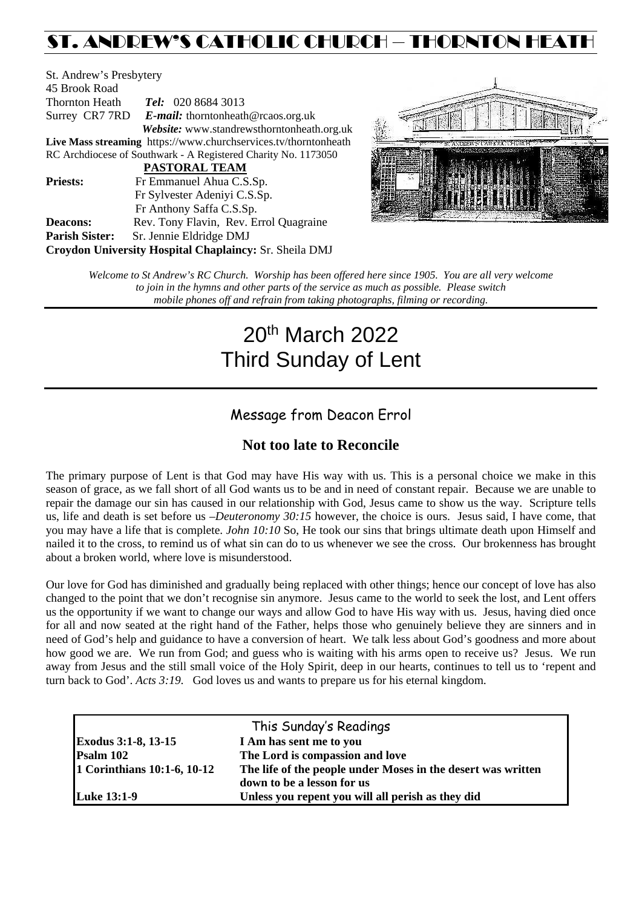# ST. ANDREW'S CATHOLIC CHURCH – THORNTON HEATH

St. Andrew's Presbytery
45 Brook Road
Thornton Heath *Tel:* 020 8684 3013
Surrey CR7 7RD *E-mail:* thorntonheath@rcaos.org.uk
*Website:* www.standrewsthorntonheath.org.uk
**Live Mass streaming** https://www.churchservices.tv/thorntonheath
RC Archdiocese of Southwark - A Registered Charity No. 1173050

**PASTORAL TEAM**

**Priests:** Fr Emmanuel Ahua C.S.Sp.
Fr Sylvester Adeniyi C.S.Sp.
Fr Anthony Saffa C.S.Sp.
**Deacons:** Rev. Tony Flavin, Rev. Errol Quagraine
**Parish Sister:** Sr. Jennie Eldridge DMJ
**Croydon University Hospital Chaplaincy:** Sr. Sheila DMJ

*Welcome to St Andrew's RC Church. Worship has been offered here since 1905. You are all very welcome to join in the hymns and other parts of the service as much as possible. Please switch mobile phones off and refrain from taking photographs, filming or recording.*

# 20th March 2022
# Third Sunday of Lent

## Message from Deacon Errol

### Not too late to Reconcile

The primary purpose of Lent is that God may have His way with us. This is a personal choice we make in this season of grace, as we fall short of all God wants us to be and in need of constant repair. Because we are unable to repair the damage our sin has caused in our relationship with God, Jesus came to show us the way. Scripture tells us, life and death is set before us –*Deuteronomy 30:15* however, the choice is ours. Jesus said, I have come, that you may have a life that is complete. *John 10:10* So, He took our sins that brings ultimate death upon Himself and nailed it to the cross, to remind us of what sin can do to us whenever we see the cross. Our brokenness has brought about a broken world, where love is misunderstood.

Our love for God has diminished and gradually being replaced with other things; hence our concept of love has also changed to the point that we don't recognise sin anymore. Jesus came to the world to seek the lost, and Lent offers us the opportunity if we want to change our ways and allow God to have His way with us. Jesus, having died once for all and now seated at the right hand of the Father, helps those who genuinely believe they are sinners and in need of God's help and guidance to have a conversion of heart. We talk less about God's goodness and more about how good we are. We run from God; and guess who is waiting with his arms open to receive us? Jesus. We run away from Jesus and the still small voice of the Holy Spirit, deep in our hearts, continues to tell us to 'repent and turn back to God'. *Acts 3:19.* God loves us and wants to prepare us for his eternal kingdom.

| This Sunday's Readings | |
|---|---|
| **Exodus 3:1-8, 13-15** | **I Am has sent me to you** |
| **Psalm 102** | **The Lord is compassion and love** |
| **1 Corinthians 10:1-6, 10-12** | **The life of the people under Moses in the desert was written down to be a lesson for us** |
| **Luke 13:1-9** | **Unless you repent you will all perish as they did** |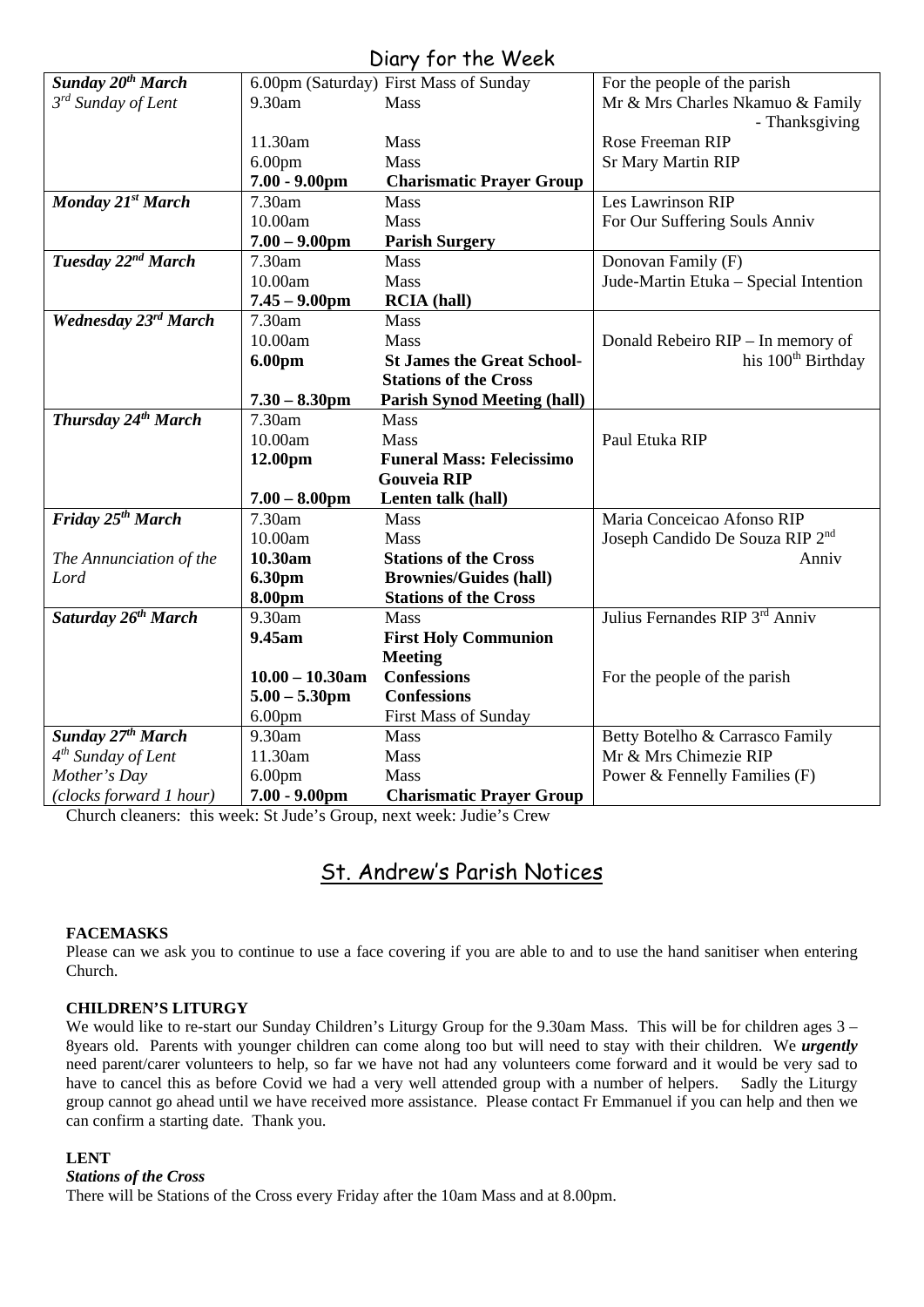## Diary for the Week

| | | | |
|---|---|---|---|
| ***Sunday 20th March*** | 6.00pm (Saturday) | First Mass of Sunday | For the people of the parish |
| *3rd Sunday of Lent* | 9.30am | Mass | Mr & Mrs Charles Nkamuo & Family - Thanksgiving |
| | 11.30am | Mass | Rose Freeman RIP |
| | 6.00pm | Mass | Sr Mary Martin RIP |
| | **7.00 - 9.00pm** | **Charismatic Prayer Group** | |
| ***Monday 21st March*** | 7.30am | Mass | Les Lawrinson RIP |
| | 10.00am | Mass | For Our Suffering Souls Anniv |
| | **7.00 – 9.00pm** | **Parish Surgery** | |
| ***Tuesday 22nd March*** | 7.30am | Mass | Donovan Family (F) |
| | 10.00am | Mass | Jude-Martin Etuka – Special Intention |
| | **7.45 – 9.00pm** | **RCIA (hall)** | |
| ***Wednesday 23rd March*** | 7.30am | Mass | |
| | 10.00am | Mass | Donald Rebeiro RIP – In memory of his 100th Birthday |
| | **6.00pm** | **St James the Great School- Stations of the Cross** | |
| | **7.30 – 8.30pm** | **Parish Synod Meeting (hall)** | |
| ***Thursday 24th March*** | 7.30am | Mass | |
| | 10.00am | Mass | Paul Etuka RIP |
| | **12.00pm** | **Funeral Mass: Felecissimo Gouveia RIP** | |
| | **7.00 – 8.00pm** | **Lenten talk (hall)** | |
| ***Friday 25th March*** | 7.30am | Mass | Maria Conceicao Afonso RIP |
| | 10.00am | Mass | Joseph Candido De Souza RIP 2nd Anniv |
| *The Annunciation of the Lord* | **10.30am** | **Stations of the Cross** | |
| | **6.30pm** | **Brownies/Guides (hall)** | |
| | **8.00pm** | **Stations of the Cross** | |
| ***Saturday 26th March*** | 9.30am | Mass | Julius Fernandes RIP 3rd Anniv |
| | **9.45am** | **First Holy Communion Meeting** | |
| | **10.00 – 10.30am** | **Confessions** | For the people of the parish |
| | **5.00 – 5.30pm** | **Confessions** | |
| | 6.00pm | First Mass of Sunday | |
| ***Sunday 27th March*** | 9.30am | Mass | Betty Botelho & Carrasco Family |
| *4th Sunday of Lent* | 11.30am | Mass | Mr & Mrs Chimezie RIP |
| *Mother's Day* | 6.00pm | Mass | Power & Fennelly Families (F) |
| *(clocks forward 1 hour)* | **7.00 - 9.00pm** | **Charismatic Prayer Group** | |

Church cleaners: this week: St Jude's Group, next week: Judie's Crew

## St. Andrew's Parish Notices

**FACEMASKS**

Please can we ask you to continue to use a face covering if you are able to and to use the hand sanitiser when entering Church.

**CHILDREN'S LITURGY**

We would like to re-start our Sunday Children's Liturgy Group for the 9.30am Mass. This will be for children ages 3 – 8years old. Parents with younger children can come along too but will need to stay with their children. We ***urgently*** need parent/carer volunteers to help, so far we have not had any volunteers come forward and it would be very sad to have to cancel this as before Covid we had a very well attended group with a number of helpers. Sadly the Liturgy group cannot go ahead until we have received more assistance. Please contact Fr Emmanuel if you can help and then we can confirm a starting date. Thank you.

**LENT**

***Stations of the Cross***

There will be Stations of the Cross every Friday after the 10am Mass and at 8.00pm.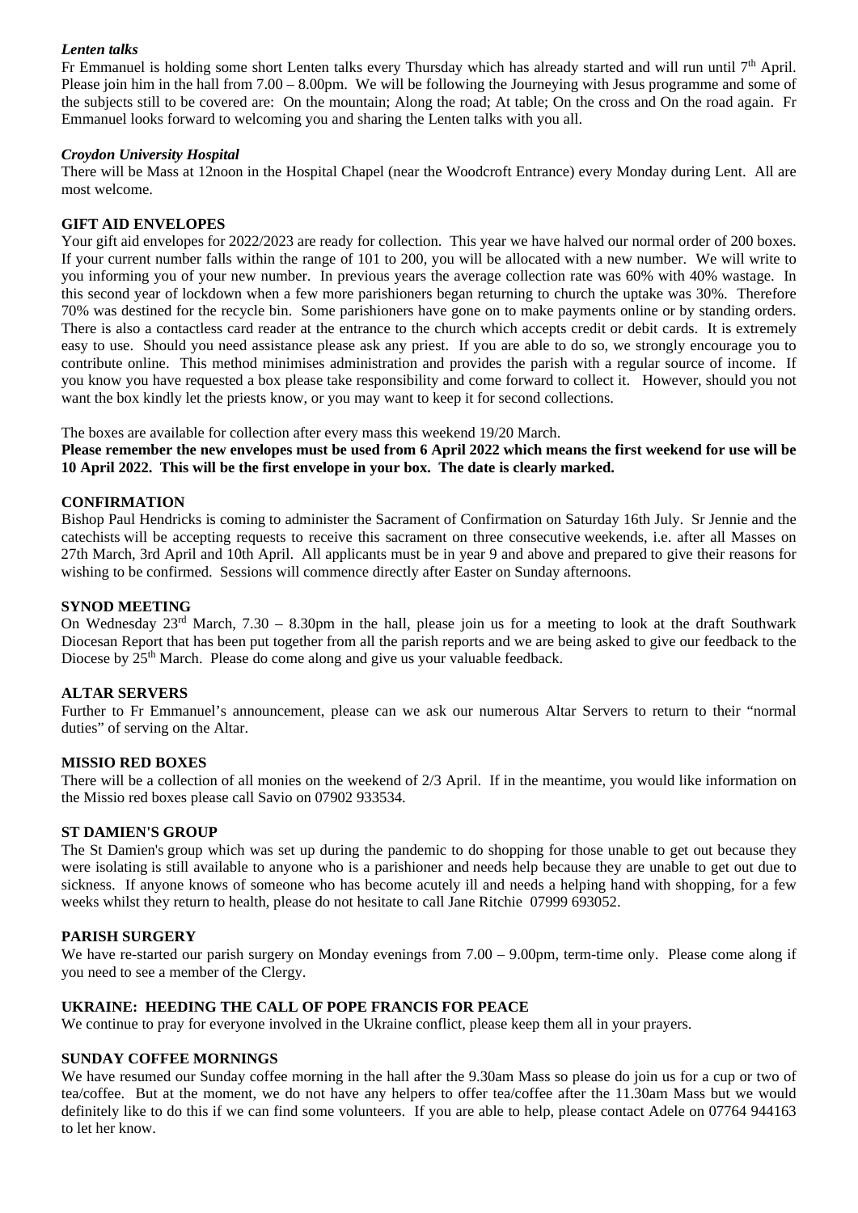### *Lenten talks*

Fr Emmanuel is holding some short Lenten talks every Thursday which has already started and will run until 7th April. Please join him in the hall from 7.00 – 8.00pm. We will be following the Journeying with Jesus programme and some of the subjects still to be covered are: On the mountain; Along the road; At table; On the cross and On the road again. Fr Emmanuel looks forward to welcoming you and sharing the Lenten talks with you all.

### *Croydon University Hospital*

There will be Mass at 12noon in the Hospital Chapel (near the Woodcroft Entrance) every Monday during Lent. All are most welcome.

### GIFT AID ENVELOPES

Your gift aid envelopes for 2022/2023 are ready for collection. This year we have halved our normal order of 200 boxes. If your current number falls within the range of 101 to 200, you will be allocated with a new number. We will write to you informing you of your new number. In previous years the average collection rate was 60% with 40% wastage. In this second year of lockdown when a few more parishioners began returning to church the uptake was 30%. Therefore 70% was destined for the recycle bin. Some parishioners have gone on to make payments online or by standing orders. There is also a contactless card reader at the entrance to the church which accepts credit or debit cards. It is extremely easy to use. Should you need assistance please ask any priest. If you are able to do so, we strongly encourage you to contribute online. This method minimises administration and provides the parish with a regular source of income. If you know you have requested a box please take responsibility and come forward to collect it. However, should you not want the box kindly let the priests know, or you may want to keep it for second collections.

The boxes are available for collection after every mass this weekend 19/20 March.

**Please remember the new envelopes must be used from 6 April 2022 which means the first weekend for use will be 10 April 2022. This will be the first envelope in your box. The date is clearly marked.**

### CONFIRMATION

Bishop Paul Hendricks is coming to administer the Sacrament of Confirmation on Saturday 16th July. Sr Jennie and the catechists will be accepting requests to receive this sacrament on three consecutive weekends, i.e. after all Masses on 27th March, 3rd April and 10th April. All applicants must be in year 9 and above and prepared to give their reasons for wishing to be confirmed. Sessions will commence directly after Easter on Sunday afternoons.

### SYNOD MEETING

On Wednesday 23rd March, 7.30 – 8.30pm in the hall, please join us for a meeting to look at the draft Southwark Diocesan Report that has been put together from all the parish reports and we are being asked to give our feedback to the Diocese by 25th March. Please do come along and give us your valuable feedback.

### ALTAR SERVERS

Further to Fr Emmanuel's announcement, please can we ask our numerous Altar Servers to return to their "normal duties" of serving on the Altar.

### MISSIO RED BOXES

There will be a collection of all monies on the weekend of 2/3 April. If in the meantime, you would like information on the Missio red boxes please call Savio on 07902 933534.

### ST DAMIEN'S GROUP

The St Damien's group which was set up during the pandemic to do shopping for those unable to get out because they were isolating is still available to anyone who is a parishioner and needs help because they are unable to get out due to sickness. If anyone knows of someone who has become acutely ill and needs a helping hand with shopping, for a few weeks whilst they return to health, please do not hesitate to call Jane Ritchie 07999 693052.

### PARISH SURGERY

We have re-started our parish surgery on Monday evenings from 7.00 – 9.00pm, term-time only. Please come along if you need to see a member of the Clergy.

### UKRAINE: HEEDING THE CALL OF POPE FRANCIS FOR PEACE

We continue to pray for everyone involved in the Ukraine conflict, please keep them all in your prayers.

### SUNDAY COFFEE MORNINGS

We have resumed our Sunday coffee morning in the hall after the 9.30am Mass so please do join us for a cup or two of tea/coffee. But at the moment, we do not have any helpers to offer tea/coffee after the 11.30am Mass but we would definitely like to do this if we can find some volunteers. If you are able to help, please contact Adele on 07764 944163 to let her know.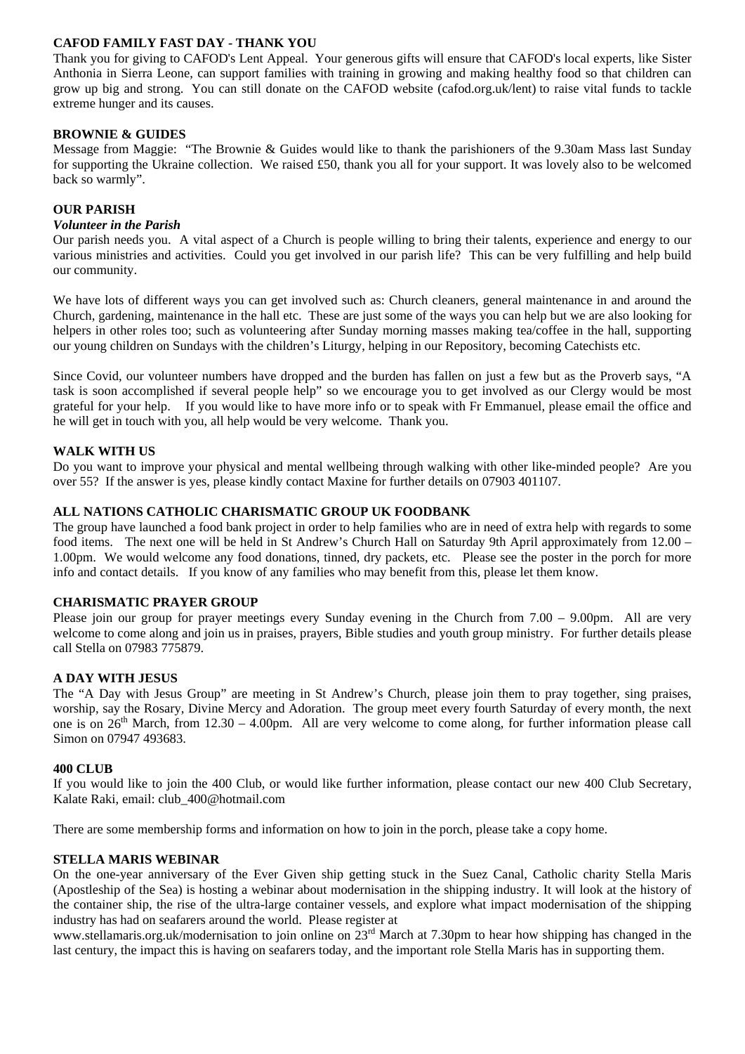**CAFOD FAMILY FAST DAY - THANK YOU**

Thank you for giving to CAFOD's Lent Appeal. Your generous gifts will ensure that CAFOD's local experts, like Sister Anthonia in Sierra Leone, can support families with training in growing and making healthy food so that children can grow up big and strong. You can still donate on the CAFOD website (cafod.org.uk/lent) to raise vital funds to tackle extreme hunger and its causes.

**BROWNIE & GUIDES**

Message from Maggie: "The Brownie & Guides would like to thank the parishioners of the 9.30am Mass last Sunday for supporting the Ukraine collection. We raised £50, thank you all for your support. It was lovely also to be welcomed back so warmly".

**OUR PARISH**

***Volunteer in the Parish***

Our parish needs you. A vital aspect of a Church is people willing to bring their talents, experience and energy to our various ministries and activities. Could you get involved in our parish life? This can be very fulfilling and help build our community.

We have lots of different ways you can get involved such as: Church cleaners, general maintenance in and around the Church, gardening, maintenance in the hall etc. These are just some of the ways you can help but we are also looking for helpers in other roles too; such as volunteering after Sunday morning masses making tea/coffee in the hall, supporting our young children on Sundays with the children's Liturgy, helping in our Repository, becoming Catechists etc.

Since Covid, our volunteer numbers have dropped and the burden has fallen on just a few but as the Proverb says, "A task is soon accomplished if several people help" so we encourage you to get involved as our Clergy would be most grateful for your help. If you would like to have more info or to speak with Fr Emmanuel, please email the office and he will get in touch with you, all help would be very welcome. Thank you.

**WALK WITH US**

Do you want to improve your physical and mental wellbeing through walking with other like-minded people? Are you over 55? If the answer is yes, please kindly contact Maxine for further details on 07903 401107.

**ALL NATIONS CATHOLIC CHARISMATIC GROUP UK FOODBANK**

The group have launched a food bank project in order to help families who are in need of extra help with regards to some food items. The next one will be held in St Andrew's Church Hall on Saturday 9th April approximately from 12.00 – 1.00pm. We would welcome any food donations, tinned, dry packets, etc. Please see the poster in the porch for more info and contact details. If you know of any families who may benefit from this, please let them know.

**CHARISMATIC PRAYER GROUP**

Please join our group for prayer meetings every Sunday evening in the Church from 7.00 – 9.00pm. All are very welcome to come along and join us in praises, prayers, Bible studies and youth group ministry. For further details please call Stella on 07983 775879.

**A DAY WITH JESUS**

The "A Day with Jesus Group" are meeting in St Andrew's Church, please join them to pray together, sing praises, worship, say the Rosary, Divine Mercy and Adoration. The group meet every fourth Saturday of every month, the next one is on 26th March, from 12.30 – 4.00pm. All are very welcome to come along, for further information please call Simon on 07947 493683.

**400 CLUB**

If you would like to join the 400 Club, or would like further information, please contact our new 400 Club Secretary, Kalate Raki, email: club_400@hotmail.com

There are some membership forms and information on how to join in the porch, please take a copy home.

**STELLA MARIS WEBINAR**

On the one-year anniversary of the Ever Given ship getting stuck in the Suez Canal, Catholic charity Stella Maris (Apostleship of the Sea) is hosting a webinar about modernisation in the shipping industry. It will look at the history of the container ship, the rise of the ultra-large container vessels, and explore what impact modernisation of the shipping industry has had on seafarers around the world. Please register at www.stellamaris.org.uk/modernisation to join online on 23rd March at 7.30pm to hear how shipping has changed in the last century, the impact this is having on seafarers today, and the important role Stella Maris has in supporting them.